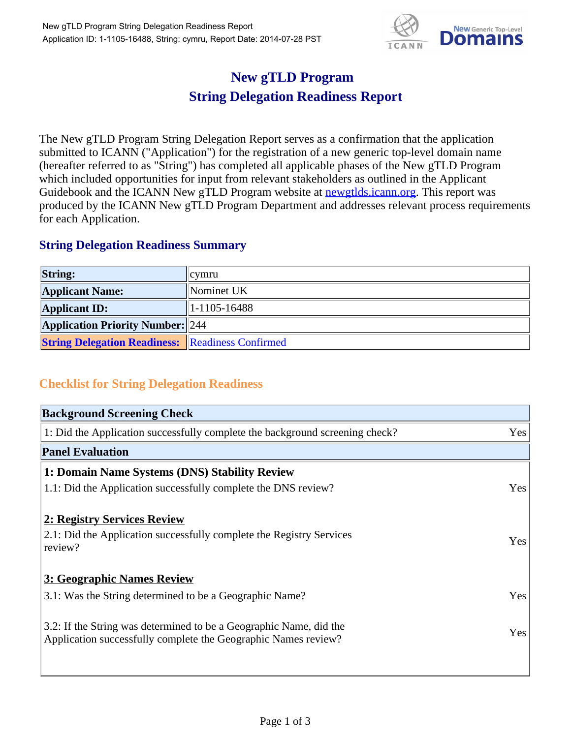# New gTLD Program
# String Delegation Readiness Report

The New gTLD Program String Delegation Report serves as a confirmation that the application submitted to ICANN ("Application") for the registration of a new generic top-level domain name (hereafter referred to as "String") has completed all applicable phases of the New gTLD Program which included opportunities for input from relevant stakeholders as outlined in the Applicant Guidebook and the ICANN New gTLD Program website at newgtlds.icann.org. This report was produced by the ICANN New gTLD Program Department and addresses relevant process requirements for each Application.

## String Delegation Readiness Summary

| | |
|---|---|
| **String:** | cymru |
| **Applicant Name:** | Nominet UK |
| **Applicant ID:** | 1-1105-16488 |
| **Application Priority Number:** | 244 |
| **String Delegation Readiness:** | Readiness Confirmed |

## Checklist for String Delegation Readiness

| **Background Screening Check** | |
|---|---|
| 1: Did the Application successfully complete the background screening check? | Yes |
| **Panel Evaluation** | |
| **1: Domain Name Systems (DNS) Stability Review** | |
| 1.1: Did the Application successfully complete the DNS review? | Yes |
| **2: Registry Services Review** | |
| 2.1: Did the Application successfully complete the Registry Services review? | Yes |
| **3: Geographic Names Review** | |
| 3.1: Was the String determined to be a Geographic Name? | Yes |
| 3.2: If the String was determined to be a Geographic Name, did the Application successfully complete the Geographic Names review? | Yes |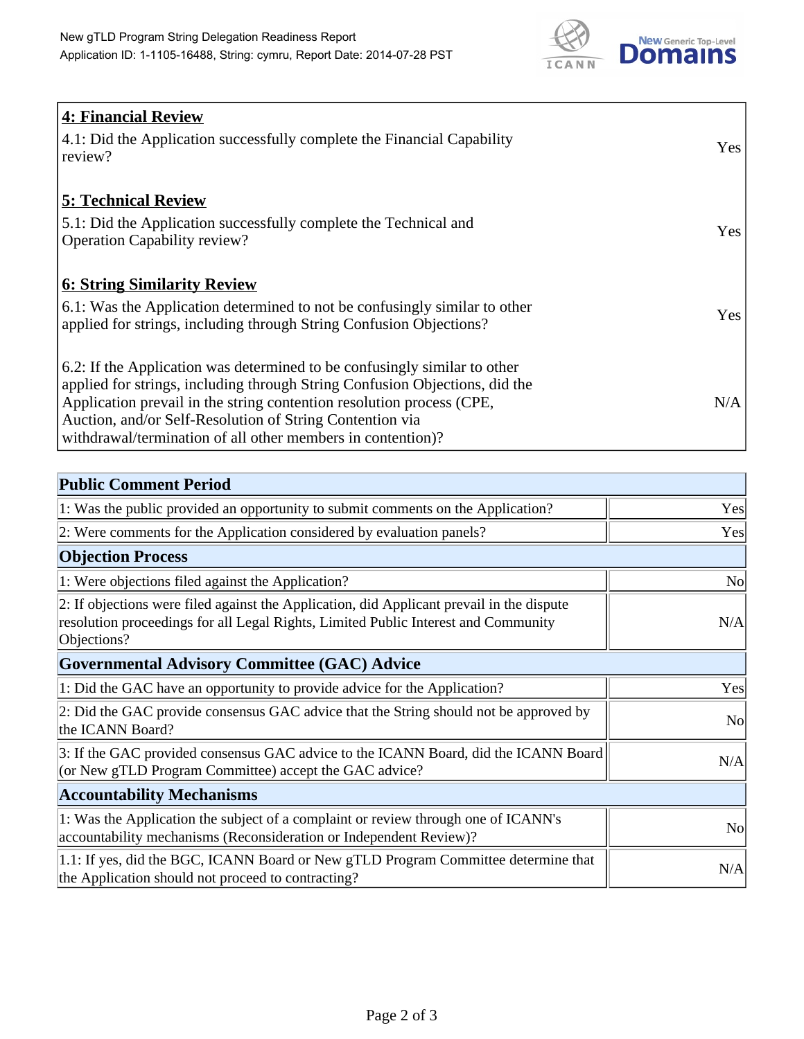| | |
|---|---|
| **4: Financial Review** | |
| 4.1: Did the Application successfully complete the Financial Capability review? | Yes |
| **5: Technical Review** | |
| 5.1: Did the Application successfully complete the Technical and Operation Capability review? | Yes |
| **6: String Similarity Review** | |
| 6.1: Was the Application determined to not be confusingly similar to other applied for strings, including through String Confusion Objections? | Yes |
| 6.2: If the Application was determined to be confusingly similar to other applied for strings, including through String Confusion Objections, did the Application prevail in the string contention resolution process (CPE, Auction, and/or Self-Resolution of String Contention via withdrawal/termination of all other members in contention)? | N/A |

| | |
|---|---|
| **Public Comment Period** | |
| 1: Was the public provided an opportunity to submit comments on the Application? | Yes |
| 2: Were comments for the Application considered by evaluation panels? | Yes |
| **Objection Process** | |
| 1: Were objections filed against the Application? | No |
| 2: If objections were filed against the Application, did Applicant prevail in the dispute resolution proceedings for all Legal Rights, Limited Public Interest and Community Objections? | N/A |
| **Governmental Advisory Committee (GAC) Advice** | |
| 1: Did the GAC have an opportunity to provide advice for the Application? | Yes |
| 2: Did the GAC provide consensus GAC advice that the String should not be approved by the ICANN Board? | No |
| 3: If the GAC provided consensus GAC advice to the ICANN Board, did the ICANN Board (or New gTLD Program Committee) accept the GAC advice? | N/A |
| **Accountability Mechanisms** | |
| 1: Was the Application the subject of a complaint or review through one of ICANN's accountability mechanisms (Reconsideration or Independent Review)? | No |
| 1.1: If yes, did the BGC, ICANN Board or New gTLD Program Committee determine that the Application should not proceed to contracting? | N/A |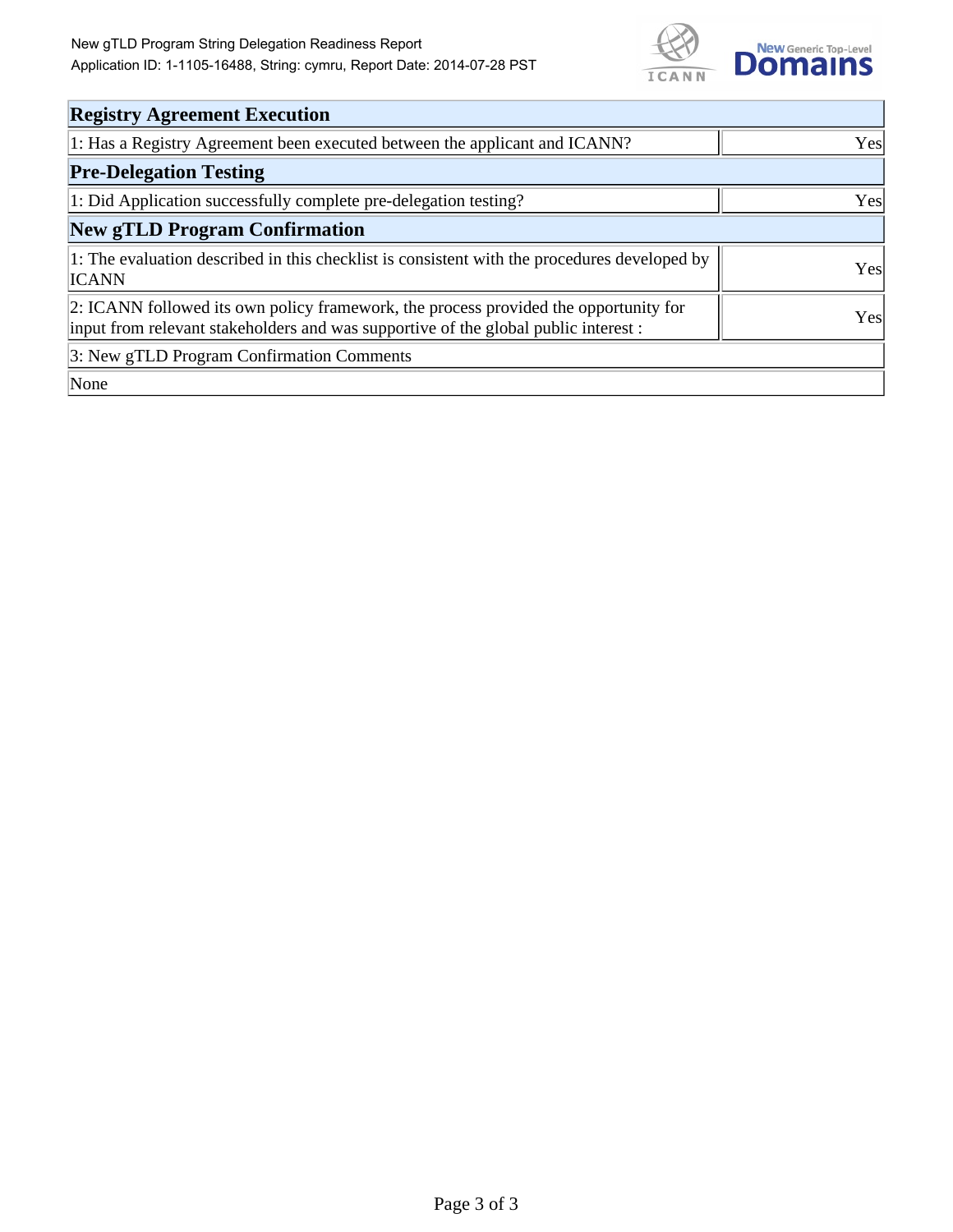## Registry Agreement Execution

| | |
|---|---|
| 1: Has a Registry Agreement been executed between the applicant and ICANN? | Yes |

## Pre-Delegation Testing

| | |
|---|---|
| 1: Did Application successfully complete pre-delegation testing? | Yes |

## New gTLD Program Confirmation

| | |
|---|---|
| 1: The evaluation described in this checklist is consistent with the procedures developed by ICANN | Yes |
| 2: ICANN followed its own policy framework, the process provided the opportunity for input from relevant stakeholders and was supportive of the global public interest : | Yes |

3: New gTLD Program Confirmation Comments

None